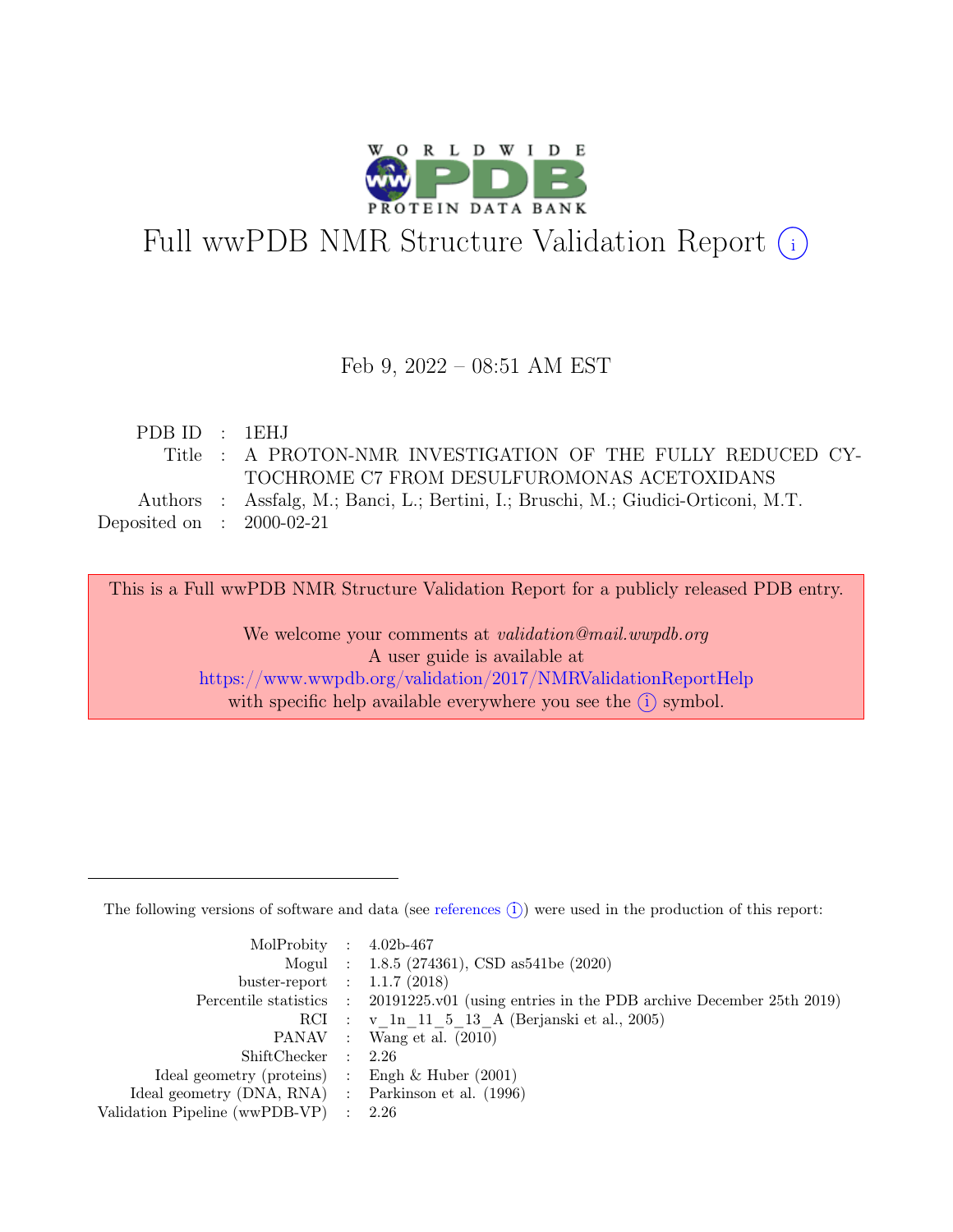# Full wwPDB NMR Structure Validation Report (i)

Feb 9, 2022 – 08:51 AM EST

| | | |
|---|---|---|
| PDB ID | : | 1EHJ |
| Title | : | A PROTON-NMR INVESTIGATION OF THE FULLY REDUCED CYTOCHROME C7 FROM DESULFUROMONAS ACETOXIDANS |
| Authors | : | Assfalg, M.; Banci, L.; Bertini, I.; Bruschi, M.; Giudici-Orticoni, M.T. |
| Deposited on | : | 2000-02-21 |

This is a Full wwPDB NMR Structure Validation Report for a publicly released PDB entry.

We welcome your comments at *validation@mail.wwpdb.org*
A user guide is available at
https://www.wwpdb.org/validation/2017/NMRValidationReportHelp
with specific help available everywhere you see the (i) symbol.

---

The following versions of software and data (see references (i)) were used in the production of this report:

| | | |
|---|---|---|
| MolProbity | : | 4.02b-467 |
| Mogul | : | 1.8.5 (274361), CSD as541be (2020) |
| buster-report | : | 1.1.7 (2018) |
| Percentile statistics | : | 20191225.v01 (using entries in the PDB archive December 25th 2019) |
| RCI | : | v_1n_11_5_13_A (Berjanski et al., 2005) |
| PANAV | : | Wang et al. (2010) |
| ShiftChecker | : | 2.26 |
| Ideal geometry (proteins) | : | Engh & Huber (2001) |
| Ideal geometry (DNA, RNA) | : | Parkinson et al. (1996) |
| Validation Pipeline (wwPDB-VP) | : | 2.26 |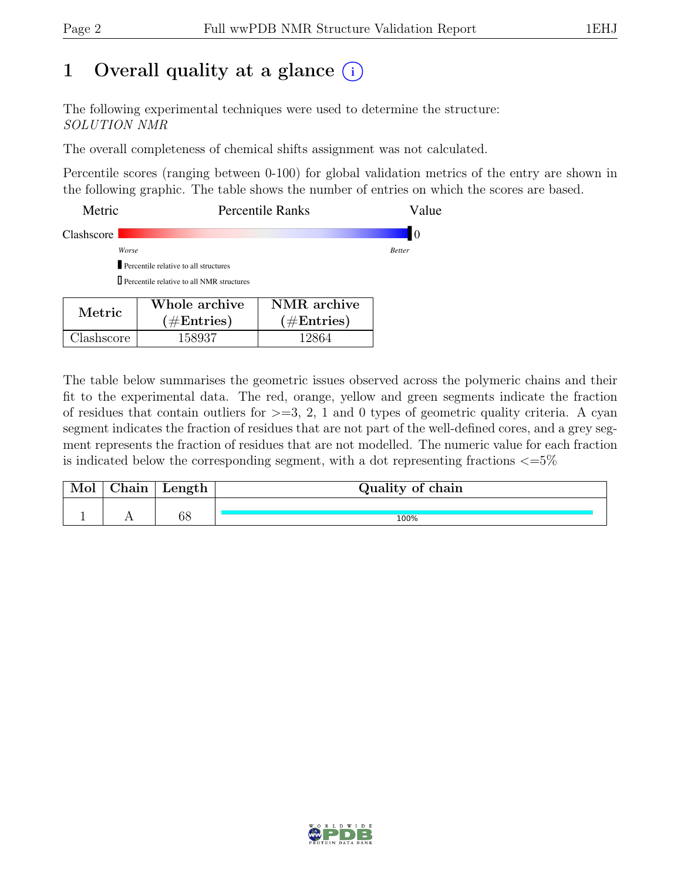# 1 Overall quality at a glance (i)

The following experimental techniques were used to determine the structure:
*SOLUTION NMR*

The overall completeness of chemical shifts assignment was not calculated.

Percentile scores (ranging between 0-100) for global validation metrics of the entry are shown in the following graphic. The table shows the number of entries on which the scores are based.

| Metric | Percentile Ranks | Value |
|---|---|---|
| Clashscore | | 0 |

*Worse* — *Better*

Percentile relative to all structures

Percentile relative to all NMR structures

| Metric | Whole archive (#Entries) | NMR archive (#Entries) |
|---|---|---|
| Clashscore | 158937 | 12864 |

The table below summarises the geometric issues observed across the polymeric chains and their fit to the experimental data. The red, orange, yellow and green segments indicate the fraction of residues that contain outliers for >=3, 2, 1 and 0 types of geometric quality criteria. A cyan segment indicates the fraction of residues that are not part of the well-defined cores, and a grey segment represents the fraction of residues that are not modelled. The numeric value for each fraction is indicated below the corresponding segment, with a dot representing fractions <=5%

| Mol | Chain | Length | Quality of chain |
|---|---|---|---|
| 1 | A | 68 | 100% |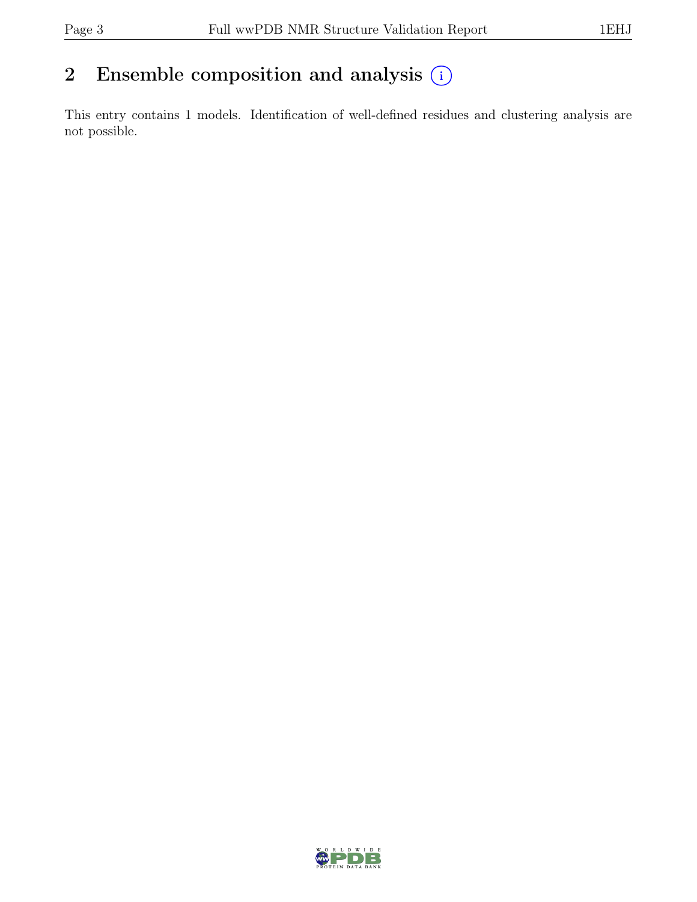## 2 Ensemble composition and analysis (i)

This entry contains 1 models. Identification of well-defined residues and clustering analysis are not possible.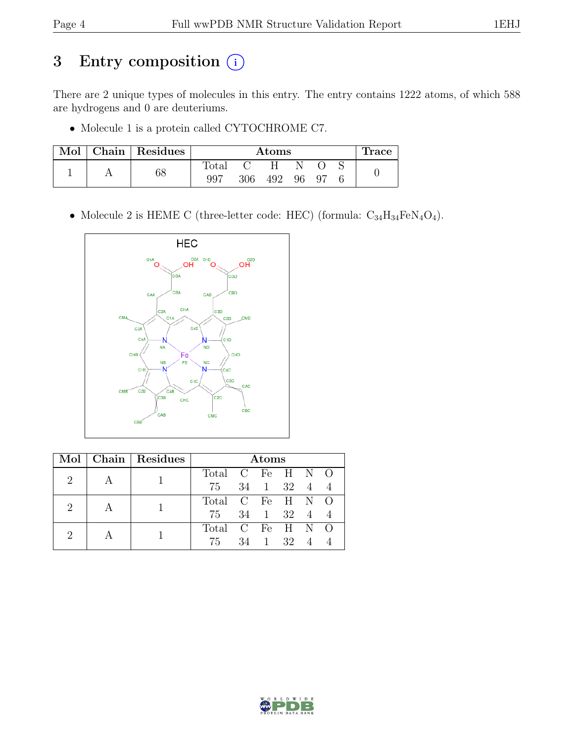# 3 Entry composition (i)

There are 2 unique types of molecules in this entry. The entry contains 1222 atoms, of which 588 are hydrogens and 0 are deuteriums.

- Molecule 1 is a protein called CYTOCHROME C7.

| Mol | Chain | Residues | Atoms | | | | | | Trace |
|---|---|---|---|---|---|---|---|---|---|
| | | | Total | C | H | N | O | S | |
| 1 | A | 68 | 997 | 306 | 492 | 96 | 97 | 6 | 0 |

- Molecule 2 is HEME C (three-letter code: HEC) (formula: $C_{34}H_{34}FeN_4O_4$).

| Mol | Chain | Residues | Atoms | | | | | |
|---|---|---|---|---|---|---|---|---|
| | | | Total | C | Fe | H | N | O |
| 2 | A | 1 | 75 | 34 | 1 | 32 | 4 | 4 |
| 2 | A | 1 | 75 | 34 | 1 | 32 | 4 | 4 |
| 2 | A | 1 | 75 | 34 | 1 | 32 | 4 | 4 |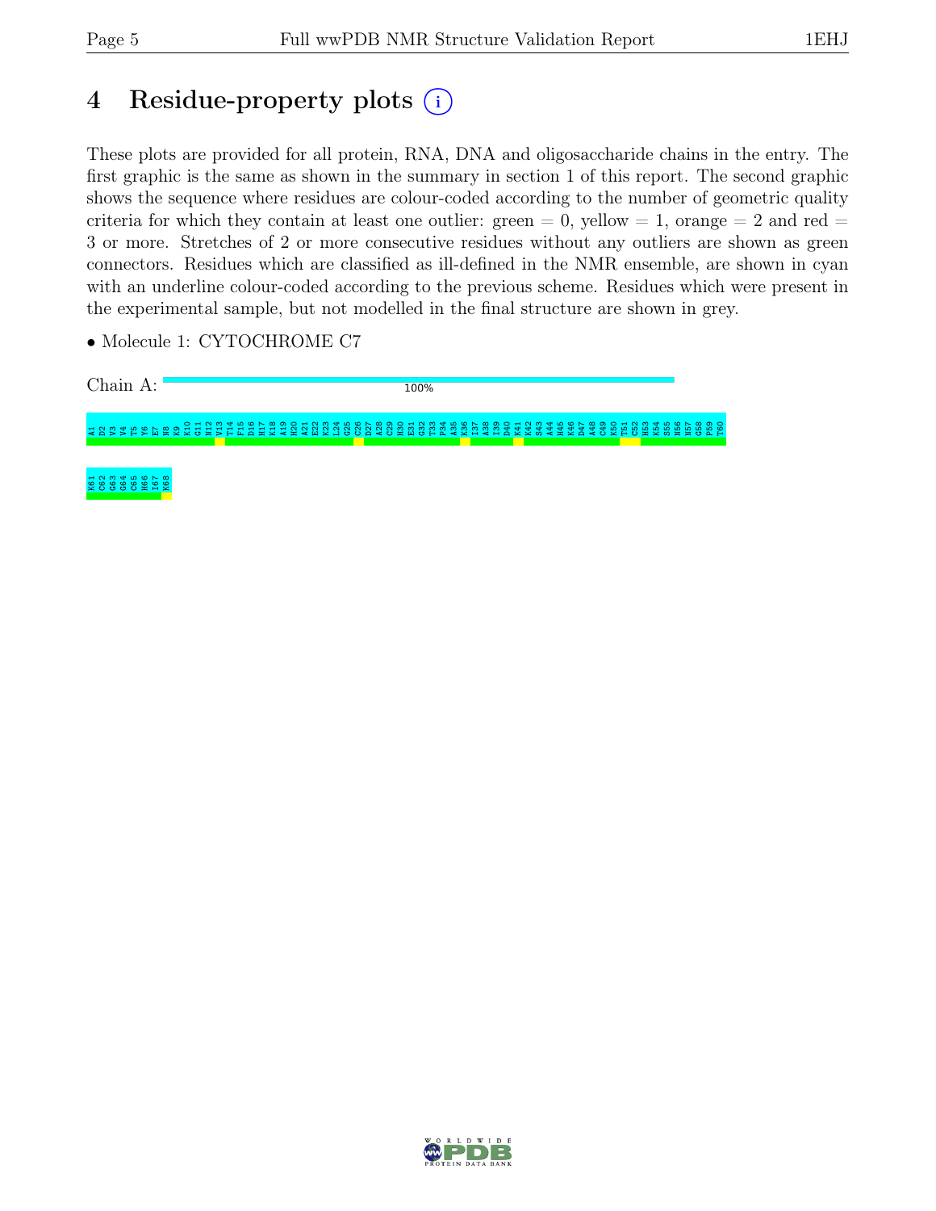# 4 Residue-property plots (i)

These plots are provided for all protein, RNA, DNA and oligosaccharide chains in the entry. The first graphic is the same as shown in the summary in section 1 of this report. The second graphic shows the sequence where residues are colour-coded according to the number of geometric quality criteria for which they contain at least one outlier: green = 0, yellow = 1, orange = 2 and red = 3 or more. Stretches of 2 or more consecutive residues without any outliers are shown as green connectors. Residues which are classified as ill-defined in the NMR ensemble, are shown in cyan with an underline colour-coded according to the previous scheme. Residues which were present in the experimental sample, but not modelled in the final structure are shown in grey.

- Molecule 1: CYTOCHROME C7

Chain A: 100%

A1 D2 V3 V4 T5 Y6 E7 N8 K9 K10 G11 N12 V13 T14 F15 D16 H17 K18 A19 H20 A21 E22 K23 L24 G25 C26 D27 A28 C29 H30 E31 G32 T33 P34 A35 K36 I37 A38 I39 D40 K41 K42 S43 A44 H45 K46 D47 A48 C49 K50 T51 C52 H53 K54 S55 N56 N57 G58 P59 T60 K61 C62 G63 G64 C65 H66 I67 K68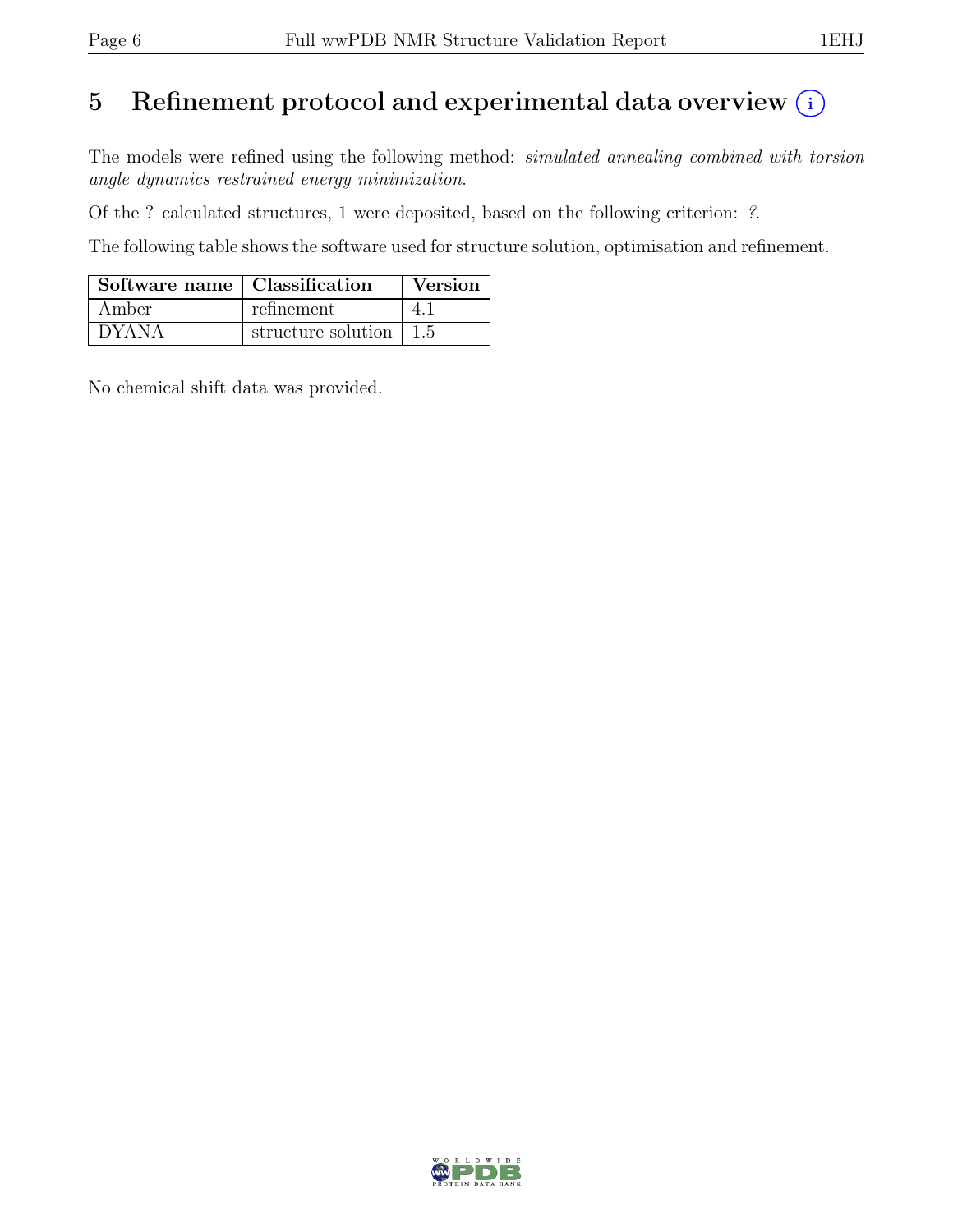# 5 Refinement protocol and experimental data overview (i)

The models were refined using the following method: *simulated annealing combined with torsion angle dynamics restrained energy minimization*.

Of the ? calculated structures, 1 were deposited, based on the following criterion: *?*.

The following table shows the software used for structure solution, optimisation and refinement.

| Software name | Classification | Version |
|---|---|---|
| Amber | refinement | 4.1 |
| DYANA | structure solution | 1.5 |

No chemical shift data was provided.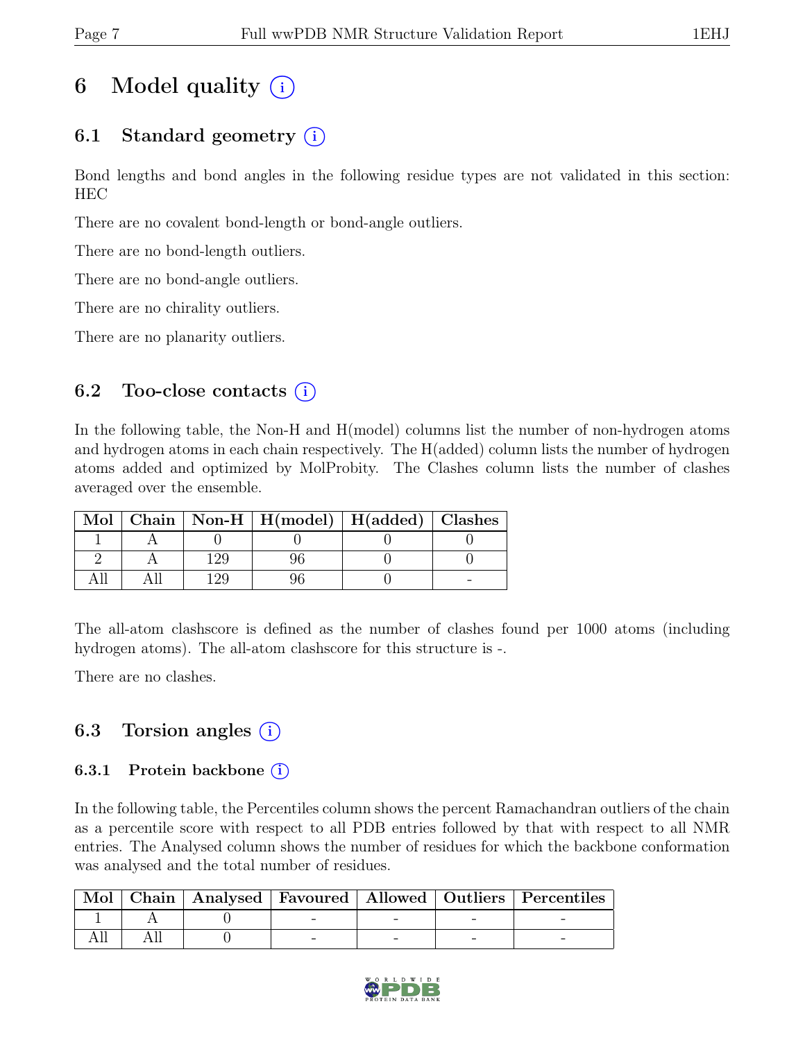# 6 Model quality (i)

## 6.1 Standard geometry (i)

Bond lengths and bond angles in the following residue types are not validated in this section: HEC

There are no covalent bond-length or bond-angle outliers.

There are no bond-length outliers.

There are no bond-angle outliers.

There are no chirality outliers.

There are no planarity outliers.

## 6.2 Too-close contacts (i)

In the following table, the Non-H and H(model) columns list the number of non-hydrogen atoms and hydrogen atoms in each chain respectively. The H(added) column lists the number of hydrogen atoms added and optimized by MolProbity. The Clashes column lists the number of clashes averaged over the ensemble.

| Mol | Chain | Non-H | H(model) | H(added) | Clashes |
|---|---|---|---|---|---|
| 1 | A | 0 | 0 | 0 | 0 |
| 2 | A | 129 | 96 | 0 | 0 |
| All | All | 129 | 96 | 0 | - |

The all-atom clashscore is defined as the number of clashes found per 1000 atoms (including hydrogen atoms). The all-atom clashscore for this structure is -.

There are no clashes.

## 6.3 Torsion angles (i)

### 6.3.1 Protein backbone (i)

In the following table, the Percentiles column shows the percent Ramachandran outliers of the chain as a percentile score with respect to all PDB entries followed by that with respect to all NMR entries. The Analysed column shows the number of residues for which the backbone conformation was analysed and the total number of residues.

| Mol | Chain | Analysed | Favoured | Allowed | Outliers | Percentiles |
|---|---|---|---|---|---|---|
| 1 | A | 0 | - | - | - | - |
| All | All | 0 | - | - | - | - |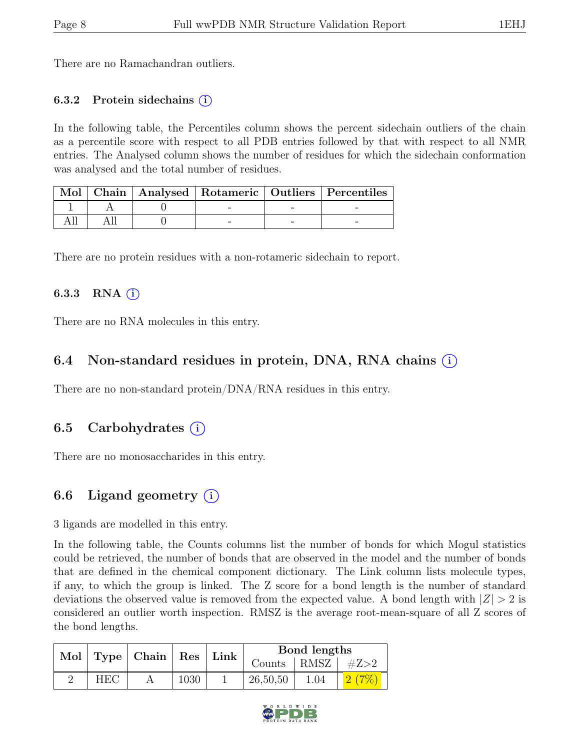There are no Ramachandran outliers.

### 6.3.2 Protein sidechains (i)

In the following table, the Percentiles column shows the percent sidechain outliers of the chain as a percentile score with respect to all PDB entries followed by that with respect to all NMR entries. The Analysed column shows the number of residues for which the sidechain conformation was analysed and the total number of residues.

| Mol | Chain | Analysed | Rotameric | Outliers | Percentiles |
|---|---|---|---|---|---|
| 1 | A | 0 | - | - | - |
| All | All | 0 | - | - | - |

There are no protein residues with a non-rotameric sidechain to report.

### 6.3.3 RNA (i)

There are no RNA molecules in this entry.

## 6.4 Non-standard residues in protein, DNA, RNA chains (i)

There are no non-standard protein/DNA/RNA residues in this entry.

## 6.5 Carbohydrates (i)

There are no monosaccharides in this entry.

## 6.6 Ligand geometry (i)

3 ligands are modelled in this entry.

In the following table, the Counts columns list the number of bonds for which Mogul statistics could be retrieved, the number of bonds that are observed in the model and the number of bonds that are defined in the chemical component dictionary. The Link column lists molecule types, if any, to which the group is linked. The Z score for a bond length is the number of standard deviations the observed value is removed from the expected value. A bond length with $|Z| > 2$ is considered an outlier worth inspection. RMSZ is the average root-mean-square of all Z scores of the bond lengths.

| Mol | Type | Chain | Res | Link | Bond lengths | | |
|---|---|---|---|---|---|---|---|
| | | | | | Counts | RMSZ | #Z>2 |
| 2 | HEC | A | 1030 | 1 | 26,50,50 | 1.04 | 2 (7%) |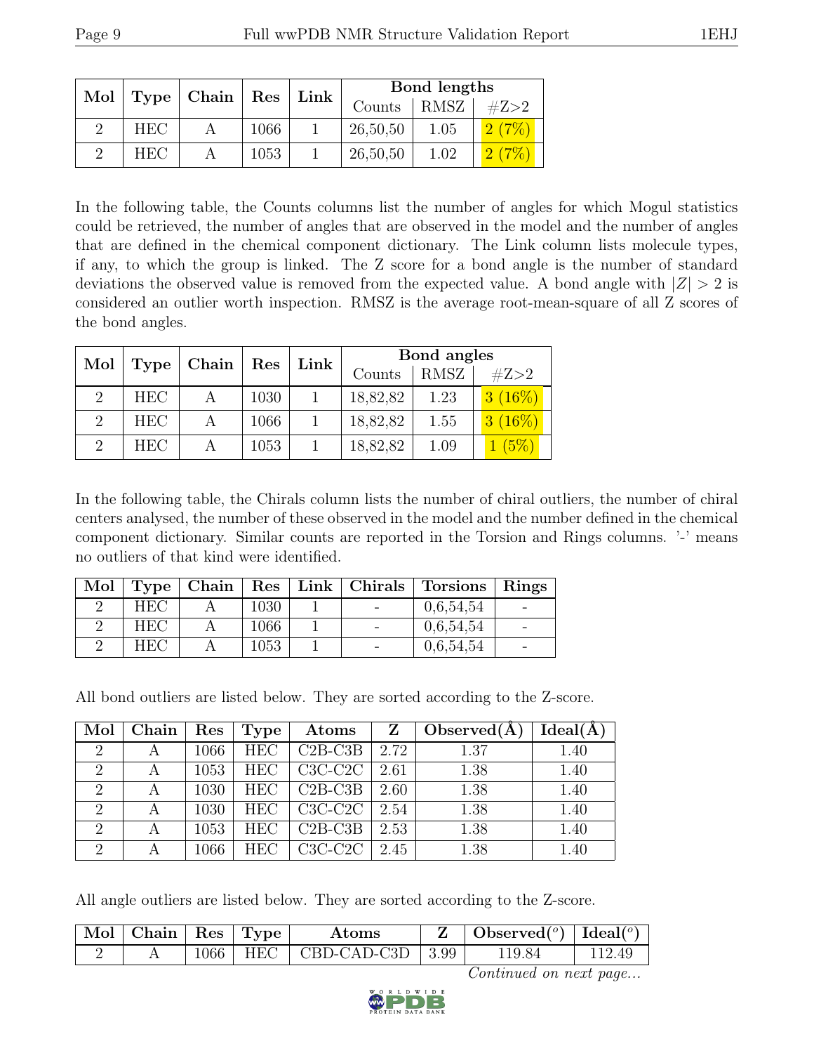| Mol | Type | Chain | Res | Link | Bond lengths | | |
|---|---|---|---|---|---|---|---|
| | | | | | Counts | RMSZ | #Z>2 |
| 2 | HEC | A | 1066 | 1 | 26,50,50 | 1.05 | 2 (7%) |
| 2 | HEC | A | 1053 | 1 | 26,50,50 | 1.02 | 2 (7%) |

In the following table, the Counts columns list the number of angles for which Mogul statistics could be retrieved, the number of angles that are observed in the model and the number of angles that are defined in the chemical component dictionary. The Link column lists molecule types, if any, to which the group is linked. The Z score for a bond angle is the number of standard deviations the observed value is removed from the expected value. A bond angle with $|Z| > 2$ is considered an outlier worth inspection. RMSZ is the average root-mean-square of all Z scores of the bond angles.

| Mol | Type | Chain | Res | Link | Bond angles | | |
|---|---|---|---|---|---|---|---|
| | | | | | Counts | RMSZ | #Z>2 |
| 2 | HEC | A | 1030 | 1 | 18,82,82 | 1.23 | 3 (16%) |
| 2 | HEC | A | 1066 | 1 | 18,82,82 | 1.55 | 3 (16%) |
| 2 | HEC | A | 1053 | 1 | 18,82,82 | 1.09 | 1 (5%) |

In the following table, the Chirals column lists the number of chiral outliers, the number of chiral centers analysed, the number of these observed in the model and the number defined in the chemical component dictionary. Similar counts are reported in the Torsion and Rings columns. '-' means no outliers of that kind were identified.

| Mol | Type | Chain | Res | Link | Chirals | Torsions | Rings |
|---|---|---|---|---|---|---|---|
| 2 | HEC | A | 1030 | 1 | - | 0,6,54,54 | - |
| 2 | HEC | A | 1066 | 1 | - | 0,6,54,54 | - |
| 2 | HEC | A | 1053 | 1 | - | 0,6,54,54 | - |

All bond outliers are listed below. They are sorted according to the Z-score.

| Mol | Chain | Res | Type | Atoms | Z | Observed(Å) | Ideal(Å) |
|---|---|---|---|---|---|---|---|
| 2 | A | 1066 | HEC | C2B-C3B | 2.72 | 1.37 | 1.40 |
| 2 | A | 1053 | HEC | C3C-C2C | 2.61 | 1.38 | 1.40 |
| 2 | A | 1030 | HEC | C2B-C3B | 2.60 | 1.38 | 1.40 |
| 2 | A | 1030 | HEC | C3C-C2C | 2.54 | 1.38 | 1.40 |
| 2 | A | 1053 | HEC | C2B-C3B | 2.53 | 1.38 | 1.40 |
| 2 | A | 1066 | HEC | C3C-C2C | 2.45 | 1.38 | 1.40 |

All angle outliers are listed below. They are sorted according to the Z-score.

| Mol | Chain | Res | Type | Atoms | Z | Observed(°) | Ideal(°) |
|---|---|---|---|---|---|---|---|
| 2 | A | 1066 | HEC | CBD-CAD-C3D | 3.99 | 119.84 | 112.49 |

*Continued on next page...*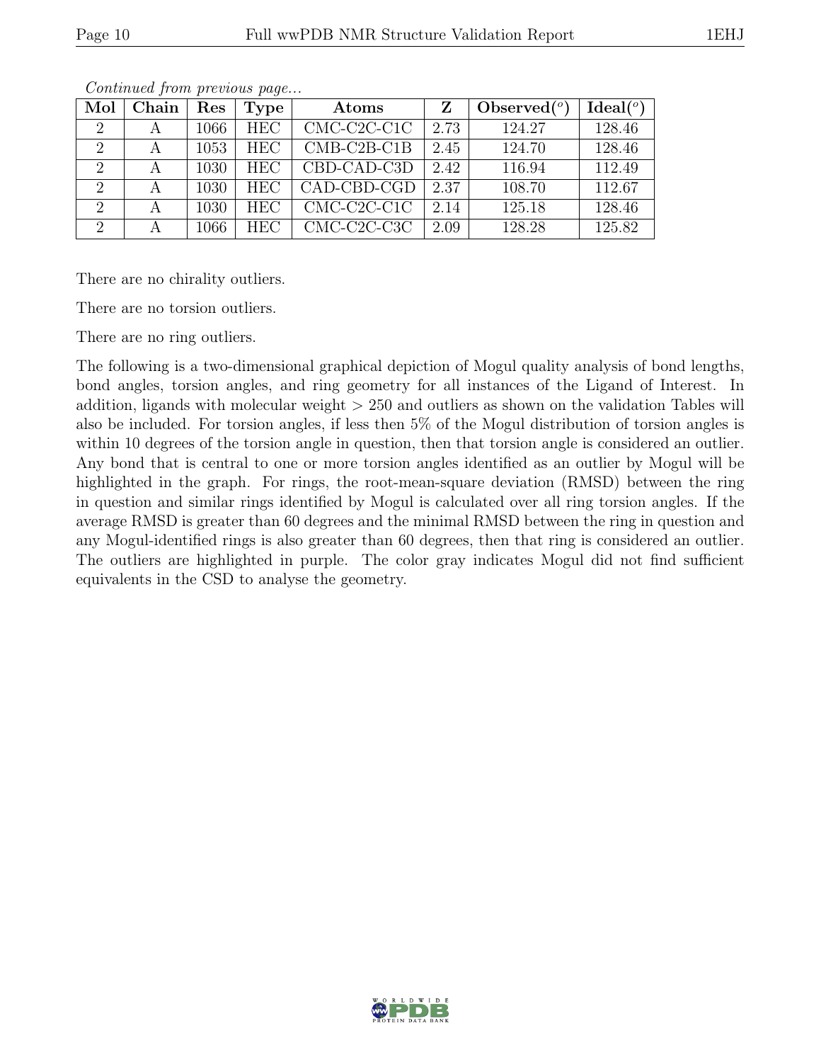*Continued from previous page...*

| Mol | Chain | Res | Type | Atoms | Z | Observed(°) | Ideal(°) |
|---|---|---|---|---|---|---|---|
| 2 | A | 1066 | HEC | CMC-C2C-C1C | 2.73 | 124.27 | 128.46 |
| 2 | A | 1053 | HEC | CMB-C2B-C1B | 2.45 | 124.70 | 128.46 |
| 2 | A | 1030 | HEC | CBD-CAD-C3D | 2.42 | 116.94 | 112.49 |
| 2 | A | 1030 | HEC | CAD-CBD-CGD | 2.37 | 108.70 | 112.67 |
| 2 | A | 1030 | HEC | CMC-C2C-C1C | 2.14 | 125.18 | 128.46 |
| 2 | A | 1066 | HEC | CMC-C2C-C3C | 2.09 | 128.28 | 125.82 |

There are no chirality outliers.

There are no torsion outliers.

There are no ring outliers.

The following is a two-dimensional graphical depiction of Mogul quality analysis of bond lengths, bond angles, torsion angles, and ring geometry for all instances of the Ligand of Interest. In addition, ligands with molecular weight > 250 and outliers as shown on the validation Tables will also be included. For torsion angles, if less then 5% of the Mogul distribution of torsion angles is within 10 degrees of the torsion angle in question, then that torsion angle is considered an outlier. Any bond that is central to one or more torsion angles identified as an outlier by Mogul will be highlighted in the graph. For rings, the root-mean-square deviation (RMSD) between the ring in question and similar rings identified by Mogul is calculated over all ring torsion angles. If the average RMSD is greater than 60 degrees and the minimal RMSD between the ring in question and any Mogul-identified rings is also greater than 60 degrees, then that ring is considered an outlier. The outliers are highlighted in purple. The color gray indicates Mogul did not find sufficient equivalents in the CSD to analyse the geometry.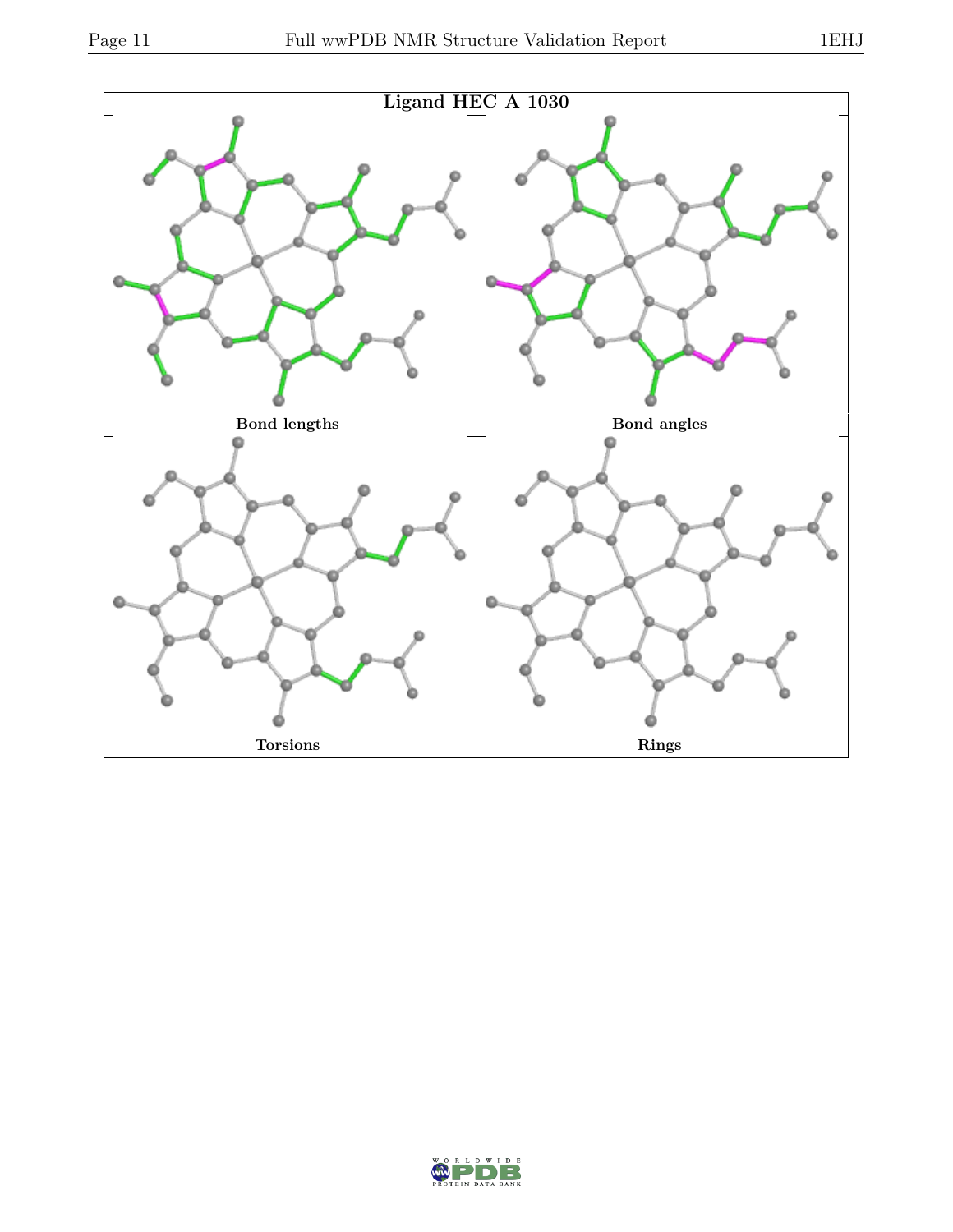**Ligand HEC A 1030**

Bond lengths

Bond angles

Torsions

Rings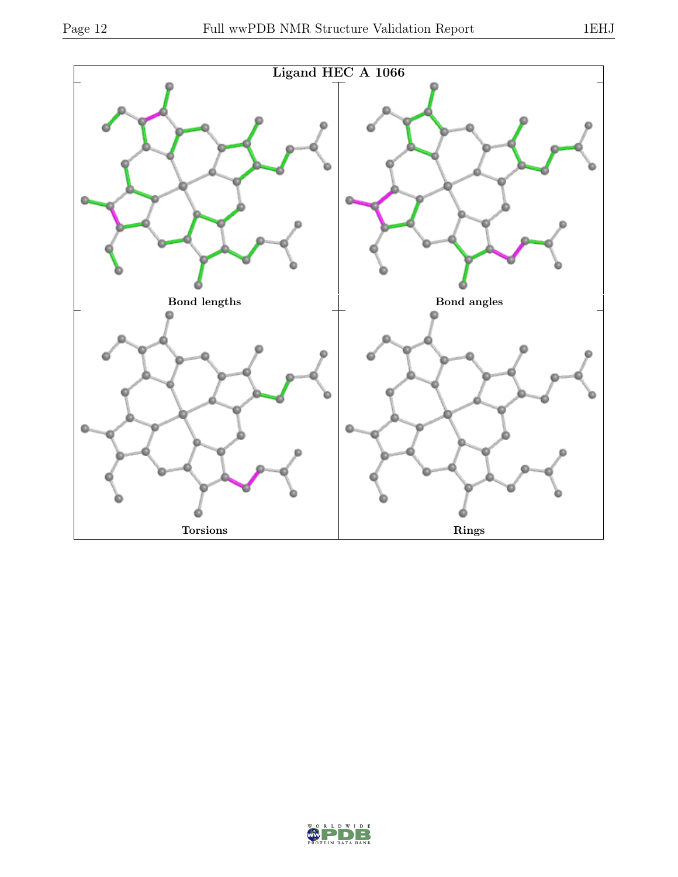**Ligand HEC A 1066**

Bond lengths

Bond angles

Torsions

Rings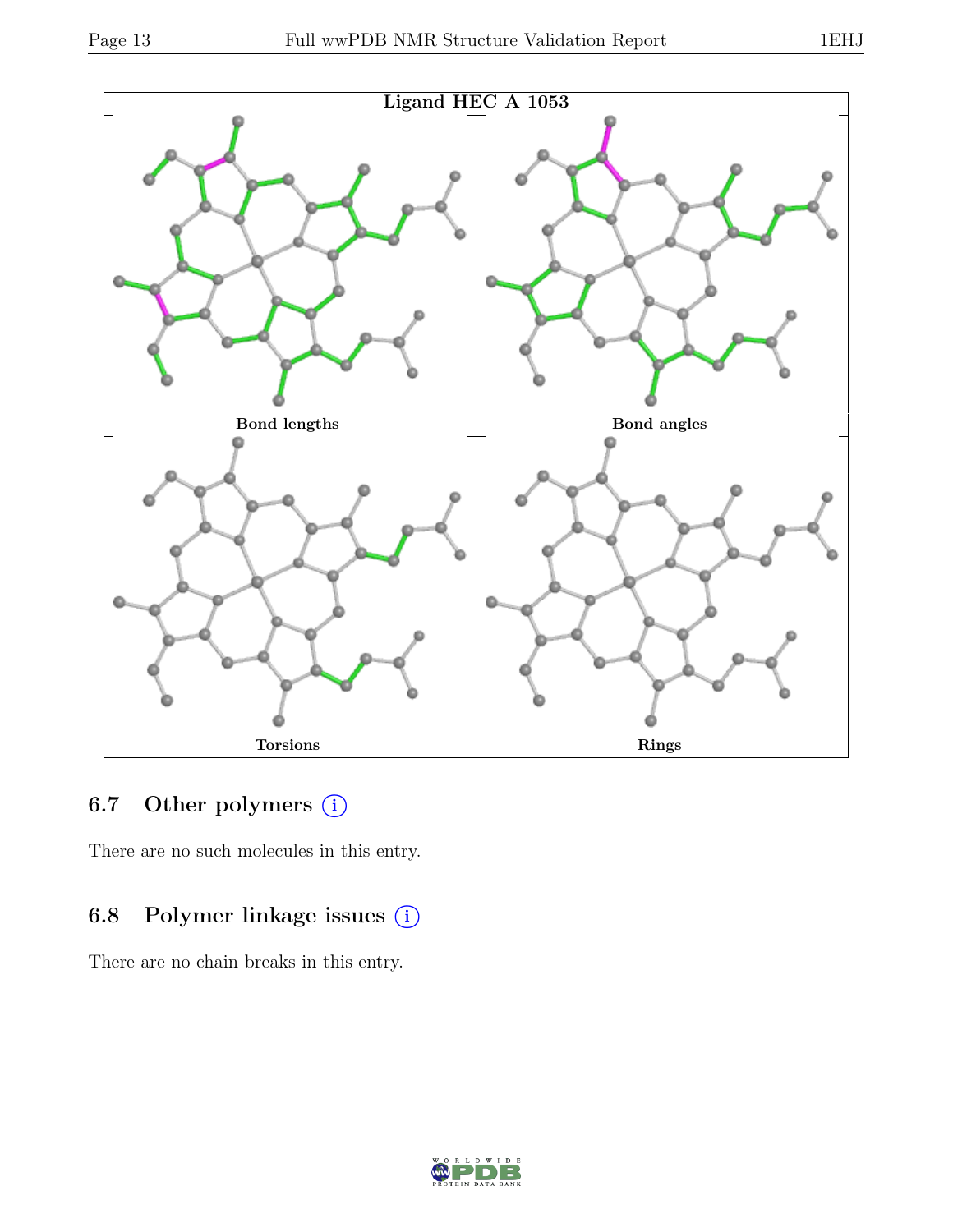Ligand HEC A 1053

Bond lengths

Bond angles

Torsions

Rings

## 6.7 Other polymers (i)

There are no such molecules in this entry.

## 6.8 Polymer linkage issues (i)

There are no chain breaks in this entry.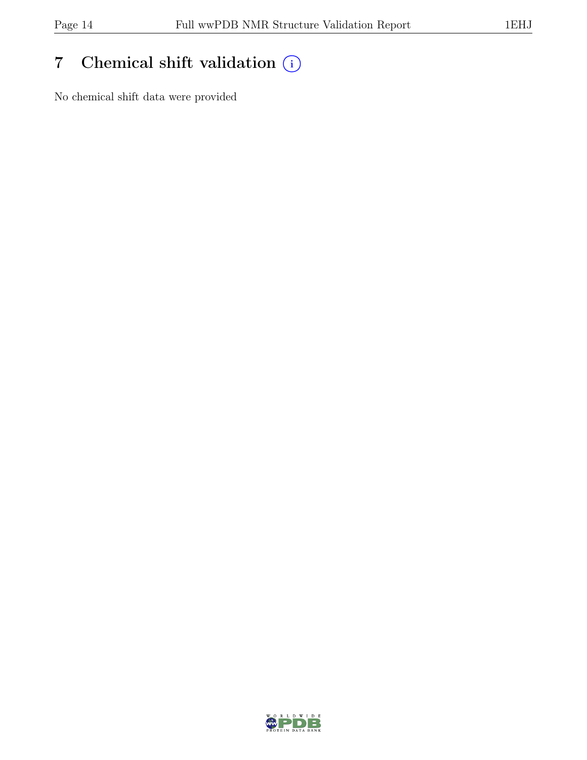# 7 Chemical shift validation

No chemical shift data were provided